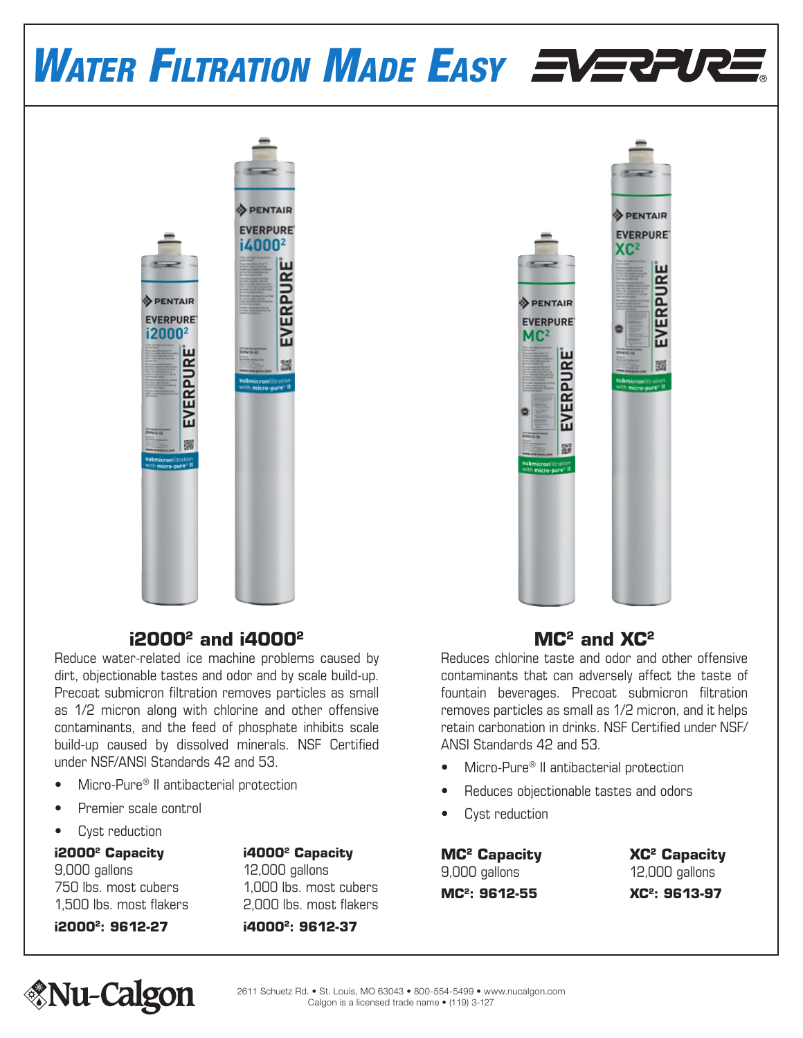# Water Filtration Made Easy

EVERPURE®

## i2000² and i4000²

Reduce water-related ice machine problems caused by dirt, objectionable tastes and odor and by scale build-up. Precoat submicron filtration removes particles as small as 1/2 micron along with chlorine and other offensive contaminants, and the feed of phosphate inhibits scale build-up caused by dissolved minerals. NSF Certified under NSF/ANSI Standards 42 and 53.

- Micro-Pure® II antibacterial protection
- Premier scale control
- Cyst reduction

**i2000² Capacity**
9,000 gallons
750 lbs. most cubers
1,500 lbs. most flakers

**i2000²: 9612-27**

**i4000² Capacity**
12,000 gallons
1,000 lbs. most cubers
2,000 lbs. most flakers

**i4000²: 9612-37**

## MC² and XC²

Reduces chlorine taste and odor and other offensive contaminants that can adversely affect the taste of fountain beverages. Precoat submicron filtration removes particles as small as 1/2 micron, and it helps retain carbonation in drinks. NSF Certified under NSF/ANSI Standards 42 and 53.

- Micro-Pure® II antibacterial protection
- Reduces objectionable tastes and odors
- Cyst reduction

**MC² Capacity**
9,000 gallons

**MC²: 9612-55**

**XC² Capacity**
12,000 gallons

**XC²: 9613-97**

Nu-Calgon

2611 Schuetz Rd. • St. Louis, MO 63043 • 800-554-5499 • www.nucalgon.com
Calgon is a licensed trade name • (119) 3-127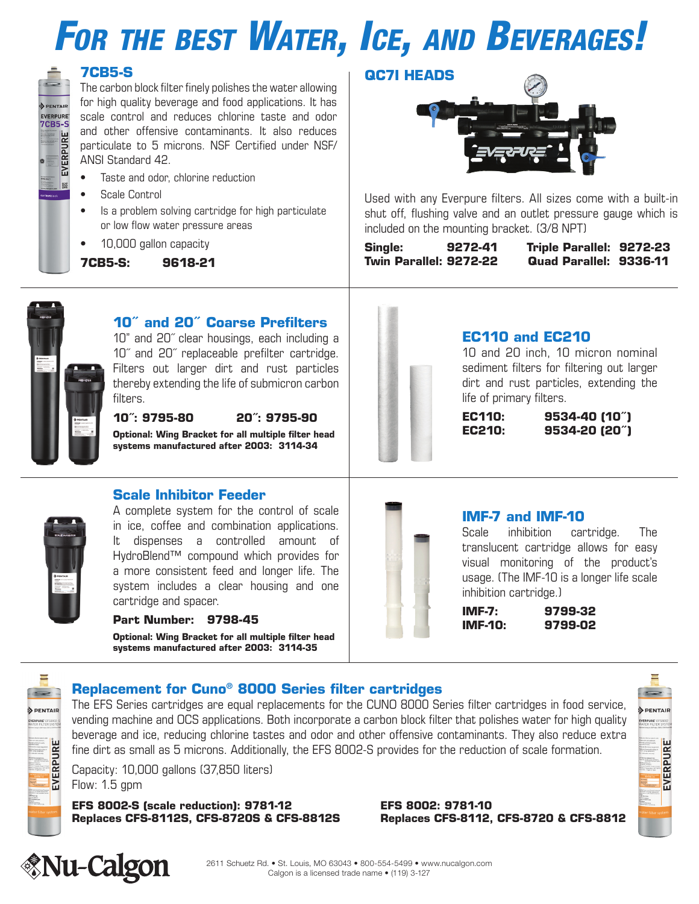# *For the best Water, Ice, and Beverages!*

## 7CB5-S

The carbon block filter finely polishes the water allowing for high quality beverage and food applications. It has scale control and reduces chlorine taste and odor and other offensive contaminants. It also reduces particulate to 5 microns. NSF Certified under NSF/ANSI Standard 42.

- Taste and odor, chlorine reduction
- Scale Control
- Is a problem solving cartridge for high particulate or low flow water pressure areas
- 10,000 gallon capacity

**7CB5-S: 9618-21**

## QC7I HEADS

Used with any Everpure filters. All sizes come with a built-in shut off, flushing valve and an outlet pressure gauge which is included on the mounting bracket. (3/8 NPT)

**Single: 9272-41**
**Twin Parallel: 9272-22**
**Triple Parallel: 9272-23**
**Quad Parallel: 9336-11**

## 10˝ and 20˝ Coarse Prefilters

10" and 20˝ clear housings, each including a 10˝ and 20˝ replaceable prefilter cartridge. Filters out larger dirt and rust particles thereby extending the life of submicron carbon filters.

**10˝: 9795-80 20˝: 9795-90**

**Optional: Wing Bracket for all multiple filter head systems manufactured after 2003: 3114-34**

## EC110 and EC210

10 and 20 inch, 10 micron nominal sediment filters for filtering out larger dirt and rust particles, extending the life of primary filters.

**EC110: 9534-40 (10˝)**
**EC210: 9534-20 (20˝)**

## Scale Inhibitor Feeder

A complete system for the control of scale in ice, coffee and combination applications. It dispenses a controlled amount of HydroBlend™ compound which provides for a more consistent feed and longer life. The system includes a clear housing and one cartridge and spacer.

**Part Number: 9798-45**

**Optional: Wing Bracket for all multiple filter head systems manufactured after 2003: 3114-35**

## IMF-7 and IMF-10

Scale inhibition cartridge. The translucent cartridge allows for easy visual monitoring of the product's usage. (The IMF-10 is a longer life scale inhibition cartridge.)

**IMF-7: 9799-32**
**IMF-10: 9799-02**

## Replacement for Cuno® 8000 Series filter cartridges

The EFS Series cartridges are equal replacements for the CUNO 8000 Series filter cartridges in food service, vending machine and OCS applications. Both incorporate a carbon block filter that polishes water for high quality beverage and ice, reducing chlorine tastes and odor and other offensive contaminants. They also reduce extra fine dirt as small as 5 microns. Additionally, the EFS 8002-S provides for the reduction of scale formation.

Capacity: 10,000 gallons (37,850 liters)
Flow: 1.5 gpm

**EFS 8002-S (scale reduction): 9781-12**
**Replaces CFS-8112S, CFS-8720S & CFS-8812S**

**EFS 8002: 9781-10**
**Replaces CFS-8112, CFS-8720 & CFS-8812**

Nu-Calgon

2611 Schuetz Rd. • St. Louis, MO 63043 • 800-554-5499 • www.nucalgon.com
Calgon is a licensed trade name • (119) 3-127